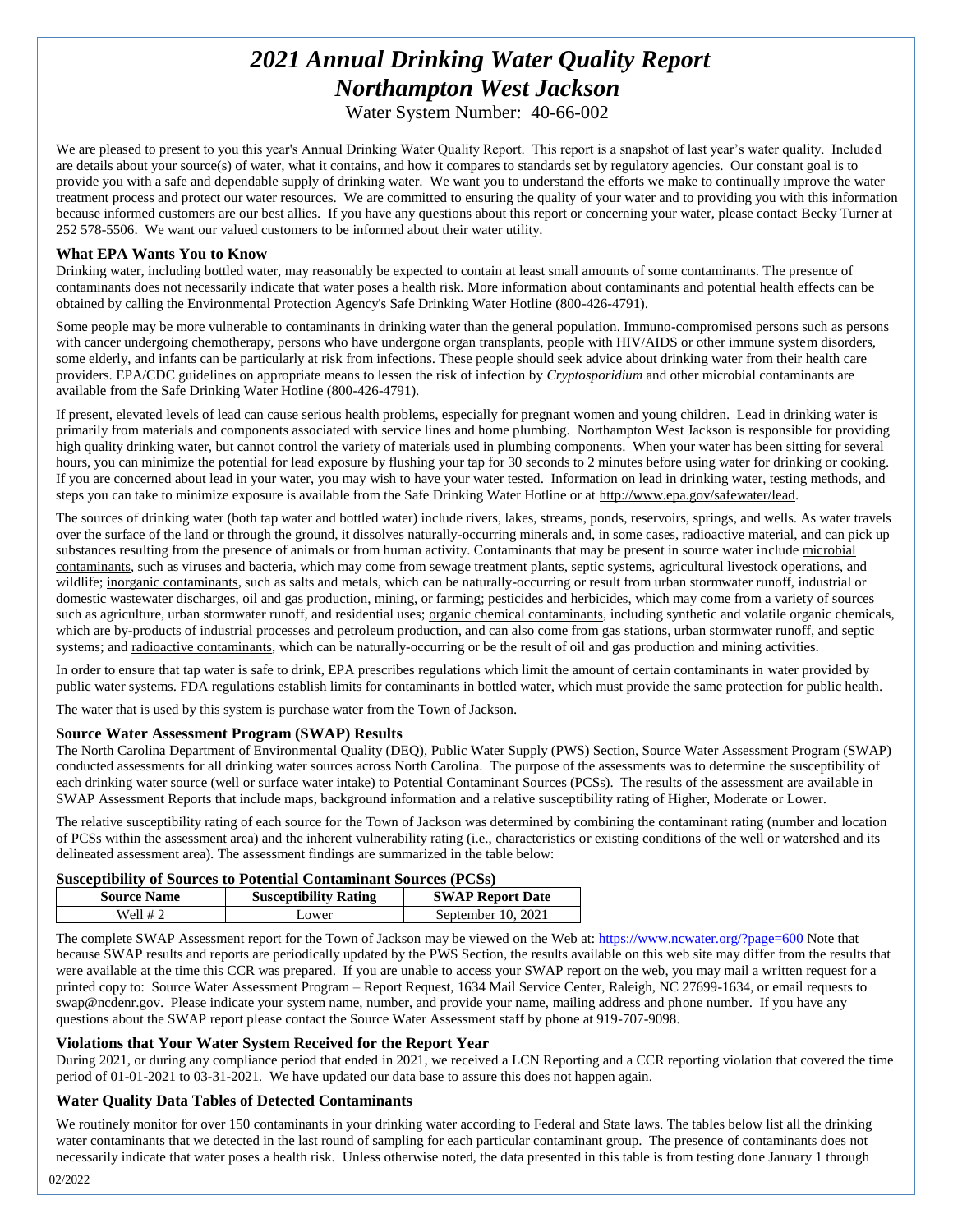# *2021 Annual Drinking Water Quality Report*
# *Northampton West Jackson*

Water System Number: 40-66-002

We are pleased to present to you this year's Annual Drinking Water Quality Report. This report is a snapshot of last year's water quality. Included are details about your source(s) of water, what it contains, and how it compares to standards set by regulatory agencies. Our constant goal is to provide you with a safe and dependable supply of drinking water. We want you to understand the efforts we make to continually improve the water treatment process and protect our water resources. We are committed to ensuring the quality of your water and to providing you with this information because informed customers are our best allies. If you have any questions about this report or concerning your water, please contact Becky Turner at 252 578-5506. We want our valued customers to be informed about their water utility.

### What EPA Wants You to Know

Drinking water, including bottled water, may reasonably be expected to contain at least small amounts of some contaminants. The presence of contaminants does not necessarily indicate that water poses a health risk. More information about contaminants and potential health effects can be obtained by calling the Environmental Protection Agency's Safe Drinking Water Hotline (800-426-4791).

Some people may be more vulnerable to contaminants in drinking water than the general population. Immuno-compromised persons such as persons with cancer undergoing chemotherapy, persons who have undergone organ transplants, people with HIV/AIDS or other immune system disorders, some elderly, and infants can be particularly at risk from infections. These people should seek advice about drinking water from their health care providers. EPA/CDC guidelines on appropriate means to lessen the risk of infection by *Cryptosporidium* and other microbial contaminants are available from the Safe Drinking Water Hotline (800-426-4791).

If present, elevated levels of lead can cause serious health problems, especially for pregnant women and young children. Lead in drinking water is primarily from materials and components associated with service lines and home plumbing. Northampton West Jackson is responsible for providing high quality drinking water, but cannot control the variety of materials used in plumbing components. When your water has been sitting for several hours, you can minimize the potential for lead exposure by flushing your tap for 30 seconds to 2 minutes before using water for drinking or cooking. If you are concerned about lead in your water, you may wish to have your water tested. Information on lead in drinking water, testing methods, and steps you can take to minimize exposure is available from the Safe Drinking Water Hotline or at http://www.epa.gov/safewater/lead.

The sources of drinking water (both tap water and bottled water) include rivers, lakes, streams, ponds, reservoirs, springs, and wells. As water travels over the surface of the land or through the ground, it dissolves naturally-occurring minerals and, in some cases, radioactive material, and can pick up substances resulting from the presence of animals or from human activity. Contaminants that may be present in source water include microbial contaminants, such as viruses and bacteria, which may come from sewage treatment plants, septic systems, agricultural livestock operations, and wildlife; inorganic contaminants, such as salts and metals, which can be naturally-occurring or result from urban stormwater runoff, industrial or domestic wastewater discharges, oil and gas production, mining, or farming; pesticides and herbicides, which may come from a variety of sources such as agriculture, urban stormwater runoff, and residential uses; organic chemical contaminants, including synthetic and volatile organic chemicals, which are by-products of industrial processes and petroleum production, and can also come from gas stations, urban stormwater runoff, and septic systems; and radioactive contaminants, which can be naturally-occurring or be the result of oil and gas production and mining activities.

In order to ensure that tap water is safe to drink, EPA prescribes regulations which limit the amount of certain contaminants in water provided by public water systems. FDA regulations establish limits for contaminants in bottled water, which must provide the same protection for public health.

The water that is used by this system is purchase water from the Town of Jackson.

### Source Water Assessment Program (SWAP) Results

The North Carolina Department of Environmental Quality (DEQ), Public Water Supply (PWS) Section, Source Water Assessment Program (SWAP) conducted assessments for all drinking water sources across North Carolina. The purpose of the assessments was to determine the susceptibility of each drinking water source (well or surface water intake) to Potential Contaminant Sources (PCSs). The results of the assessment are available in SWAP Assessment Reports that include maps, background information and a relative susceptibility rating of Higher, Moderate or Lower.

The relative susceptibility rating of each source for the Town of Jackson was determined by combining the contaminant rating (number and location of PCSs within the assessment area) and the inherent vulnerability rating (i.e., characteristics or existing conditions of the well or watershed and its delineated assessment area). The assessment findings are summarized in the table below:

**Susceptibility of Sources to Potential Contaminant Sources (PCSs)**

| Source Name | Susceptibility Rating | SWAP Report Date |
| --- | --- | --- |
| Well # 2 | Lower | September 10, 2021 |

The complete SWAP Assessment report for the Town of Jackson may be viewed on the Web at: https://www.ncwater.org/?page=600 Note that because SWAP results and reports are periodically updated by the PWS Section, the results available on this web site may differ from the results that were available at the time this CCR was prepared. If you are unable to access your SWAP report on the web, you may mail a written request for a printed copy to: Source Water Assessment Program – Report Request, 1634 Mail Service Center, Raleigh, NC 27699-1634, or email requests to swap@ncdenr.gov. Please indicate your system name, number, and provide your name, mailing address and phone number. If you have any questions about the SWAP report please contact the Source Water Assessment staff by phone at 919-707-9098.

### Violations that Your Water System Received for the Report Year

During 2021, or during any compliance period that ended in 2021, we received a LCN Reporting and a CCR reporting violation that covered the time period of 01-01-2021 to 03-31-2021. We have updated our data base to assure this does not happen again.

### Water Quality Data Tables of Detected Contaminants

We routinely monitor for over 150 contaminants in your drinking water according to Federal and State laws. The tables below list all the drinking water contaminants that we detected in the last round of sampling for each particular contaminant group. The presence of contaminants does not necessarily indicate that water poses a health risk. Unless otherwise noted, the data presented in this table is from testing done January 1 through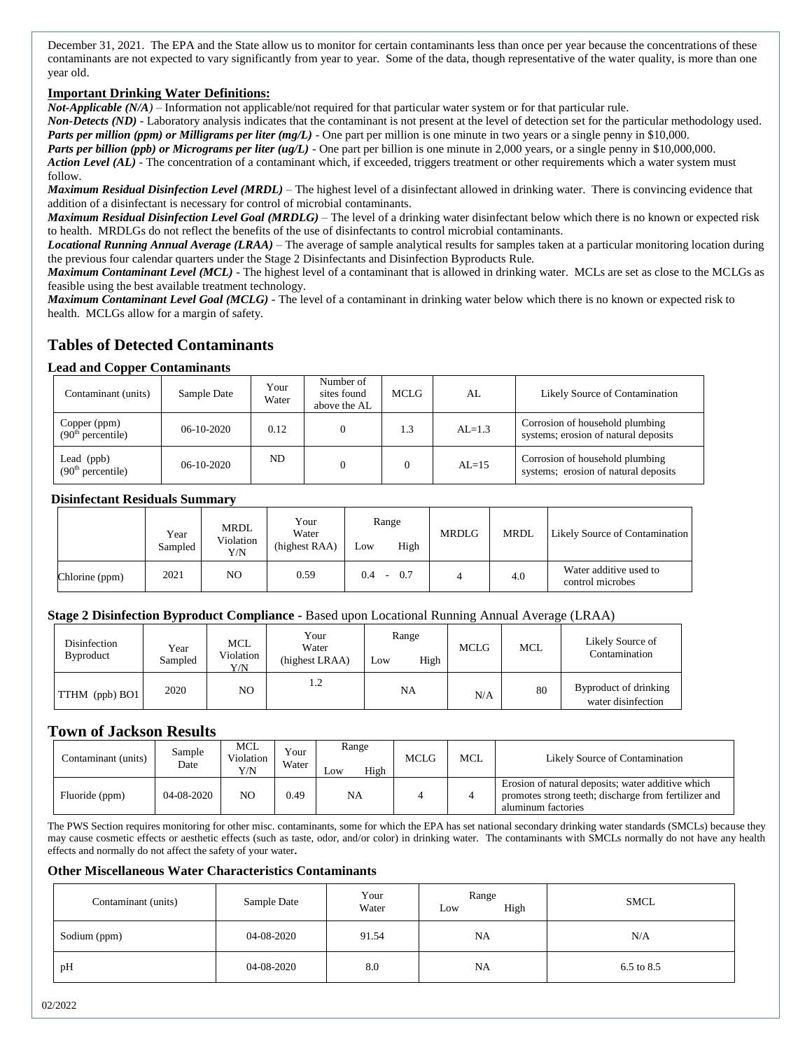December 31, 2021. The EPA and the State allow us to monitor for certain contaminants less than once per year because the concentrations of these contaminants are not expected to vary significantly from year to year. Some of the data, though representative of the water quality, is more than one year old.

**Important Drinking Water Definitions:**

***Not-Applicable (N/A)*** – Information not applicable/not required for that particular water system or for that particular rule.
***Non-Detects (ND)*** - Laboratory analysis indicates that the contaminant is not present at the level of detection set for the particular methodology used.
***Parts per million (ppm) or Milligrams per liter (mg/L)*** - One part per million is one minute in two years or a single penny in $10,000.
***Parts per billion (ppb) or Micrograms per liter (ug/L)*** - One part per billion is one minute in 2,000 years, or a single penny in $10,000,000.
***Action Level (AL)*** - The concentration of a contaminant which, if exceeded, triggers treatment or other requirements which a water system must follow.
***Maximum Residual Disinfection Level (MRDL)*** – The highest level of a disinfectant allowed in drinking water. There is convincing evidence that addition of a disinfectant is necessary for control of microbial contaminants.
***Maximum Residual Disinfection Level Goal (MRDLG)*** – The level of a drinking water disinfectant below which there is no known or expected risk to health. MRDLGs do not reflect the benefits of the use of disinfectants to control microbial contaminants.
***Locational Running Annual Average (LRAA)*** – The average of sample analytical results for samples taken at a particular monitoring location during the previous four calendar quarters under the Stage 2 Disinfectants and Disinfection Byproducts Rule.
***Maximum Contaminant Level (MCL)*** - The highest level of a contaminant that is allowed in drinking water. MCLs are set as close to the MCLGs as feasible using the best available treatment technology.
***Maximum Contaminant Level Goal (MCLG)*** - The level of a contaminant in drinking water below which there is no known or expected risk to health. MCLGs allow for a margin of safety.

## Tables of Detected Contaminants

### Lead and Copper Contaminants

| Contaminant (units) | Sample Date | Your Water | Number of sites found above the AL | MCLG | AL | Likely Source of Contamination |
|---|---|---|---|---|---|---|
| Copper (ppm) (90th percentile) | 06-10-2020 | 0.12 | 0 | 1.3 | AL=1.3 | Corrosion of household plumbing systems; erosion of natural deposits |
| Lead (ppb) (90th percentile) | 06-10-2020 | ND | 0 | 0 | AL=15 | Corrosion of household plumbing systems; erosion of natural deposits |

### Disinfectant Residuals Summary

| | Year Sampled | MRDL Violation Y/N | Your Water (highest RAA) | Range Low - High | MRDLG | MRDL | Likely Source of Contamination |
|---|---|---|---|---|---|---|---|
| Chlorine (ppm) | 2021 | NO | 0.59 | 0.4 - 0.7 | 4 | 4.0 | Water additive used to control microbes |

### Stage 2 Disinfection Byproduct Compliance - Based upon Locational Running Annual Average (LRAA)

| Disinfection Byproduct | Year Sampled | MCL Violation Y/N | Your Water (highest LRAA) | Range Low - High | MCLG | MCL | Likely Source of Contamination |
|---|---|---|---|---|---|---|---|
| TTHM (ppb) BO1 | 2020 | NO | 1.2 | NA | N/A | 80 | Byproduct of drinking water disinfection |

## Town of Jackson Results

| Contaminant (units) | Sample Date | MCL Violation Y/N | Your Water | Range Low - High | MCLG | MCL | Likely Source of Contamination |
|---|---|---|---|---|---|---|---|
| Fluoride (ppm) | 04-08-2020 | NO | 0.49 | NA | 4 | 4 | Erosion of natural deposits; water additive which promotes strong teeth; discharge from fertilizer and aluminum factories |

The PWS Section requires monitoring for other misc. contaminants, some for which the EPA has set national secondary drinking water standards (SMCLs) because they may cause cosmetic effects or aesthetic effects (such as taste, odor, and/or color) in drinking water. The contaminants with SMCLs normally do not have any health effects and normally do not affect the safety of your water**.**

### Other Miscellaneous Water Characteristics Contaminants

| Contaminant (units) | Sample Date | Your Water | Range Low - High | SMCL |
|---|---|---|---|---|
| Sodium (ppm) | 04-08-2020 | 91.54 | NA | N/A |
| pH | 04-08-2020 | 8.0 | NA | 6.5 to 8.5 |

02/2022